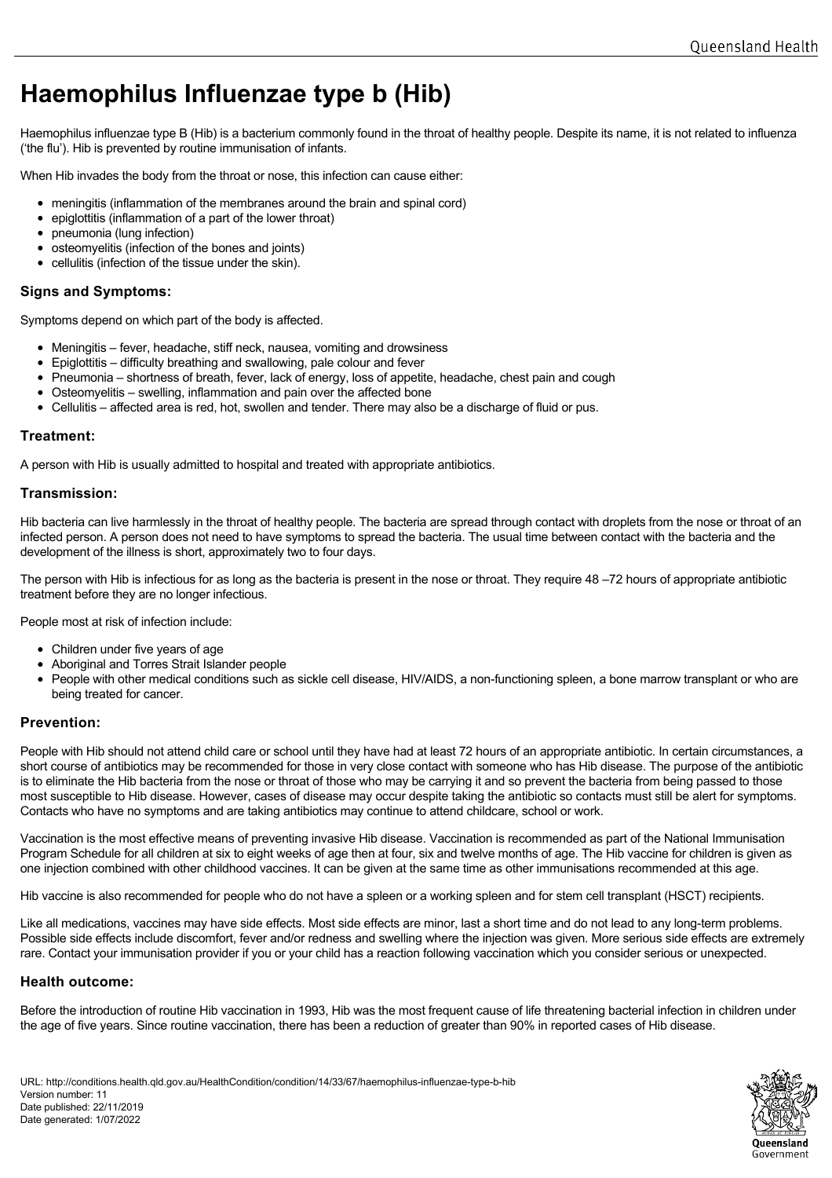# Haemophilus Influenzae type b (Hib)

Haemophilus influenzae type B (Hib) is a bacterium commonly found in the throat of healthy people. Despite its name, it is not related to influenza ('the flu'). Hib is prevented by routine immunisation of infants.

When Hib invades the body from the throat or nose, this infection can cause either:

- meningitis (inflammation of the membranes around the brain and spinal cord)
- epiglottitis (inflammation of a part of the lower throat)
- pneumonia (lung infection)
- osteomyelitis (infection of the bones and joints)
- cellulitis (infection of the tissue under the skin).

### Signs and Symptoms:

Symptoms depend on which part of the body is affected.

- Meningitis – fever, headache, stiff neck, nausea, vomiting and drowsiness
- Epiglottitis – difficulty breathing and swallowing, pale colour and fever
- Pneumonia – shortness of breath, fever, lack of energy, loss of appetite, headache, chest pain and cough
- Osteomyelitis – swelling, inflammation and pain over the affected bone
- Cellulitis – affected area is red, hot, swollen and tender. There may also be a discharge of fluid or pus.

### Treatment:

A person with Hib is usually admitted to hospital and treated with appropriate antibiotics.

### Transmission:

Hib bacteria can live harmlessly in the throat of healthy people. The bacteria are spread through contact with droplets from the nose or throat of an infected person. A person does not need to have symptoms to spread the bacteria. The usual time between contact with the bacteria and the development of the illness is short, approximately two to four days.

The person with Hib is infectious for as long as the bacteria is present in the nose or throat. They require 48 –72 hours of appropriate antibiotic treatment before they are no longer infectious.

People most at risk of infection include:

- Children under five years of age
- Aboriginal and Torres Strait Islander people
- People with other medical conditions such as sickle cell disease, HIV/AIDS, a non-functioning spleen, a bone marrow transplant or who are being treated for cancer.

### Prevention:

People with Hib should not attend child care or school until they have had at least 72 hours of an appropriate antibiotic. In certain circumstances, a short course of antibiotics may be recommended for those in very close contact with someone who has Hib disease. The purpose of the antibiotic is to eliminate the Hib bacteria from the nose or throat of those who may be carrying it and so prevent the bacteria from being passed to those most susceptible to Hib disease. However, cases of disease may occur despite taking the antibiotic so contacts must still be alert for symptoms. Contacts who have no symptoms and are taking antibiotics may continue to attend childcare, school or work.

Vaccination is the most effective means of preventing invasive Hib disease. Vaccination is recommended as part of the National Immunisation Program Schedule for all children at six to eight weeks of age then at four, six and twelve months of age. The Hib vaccine for children is given as one injection combined with other childhood vaccines. It can be given at the same time as other immunisations recommended at this age.

Hib vaccine is also recommended for people who do not have a spleen or a working spleen and for stem cell transplant (HSCT) recipients.

Like all medications, vaccines may have side effects. Most side effects are minor, last a short time and do not lead to any long-term problems. Possible side effects include discomfort, fever and/or redness and swelling where the injection was given. More serious side effects are extremely rare. Contact your immunisation provider if you or your child has a reaction following vaccination which you consider serious or unexpected.

### Health outcome:

Before the introduction of routine Hib vaccination in 1993, Hib was the most frequent cause of life threatening bacterial infection in children under the age of five years. Since routine vaccination, there has been a reduction of greater than 90% in reported cases of Hib disease.

URL: http://conditions.health.qld.gov.au/HealthCondition/condition/14/33/67/haemophilus-influenzae-type-b-hib
Version number: 11
Date published: 22/11/2019
Date generated: 1/07/2022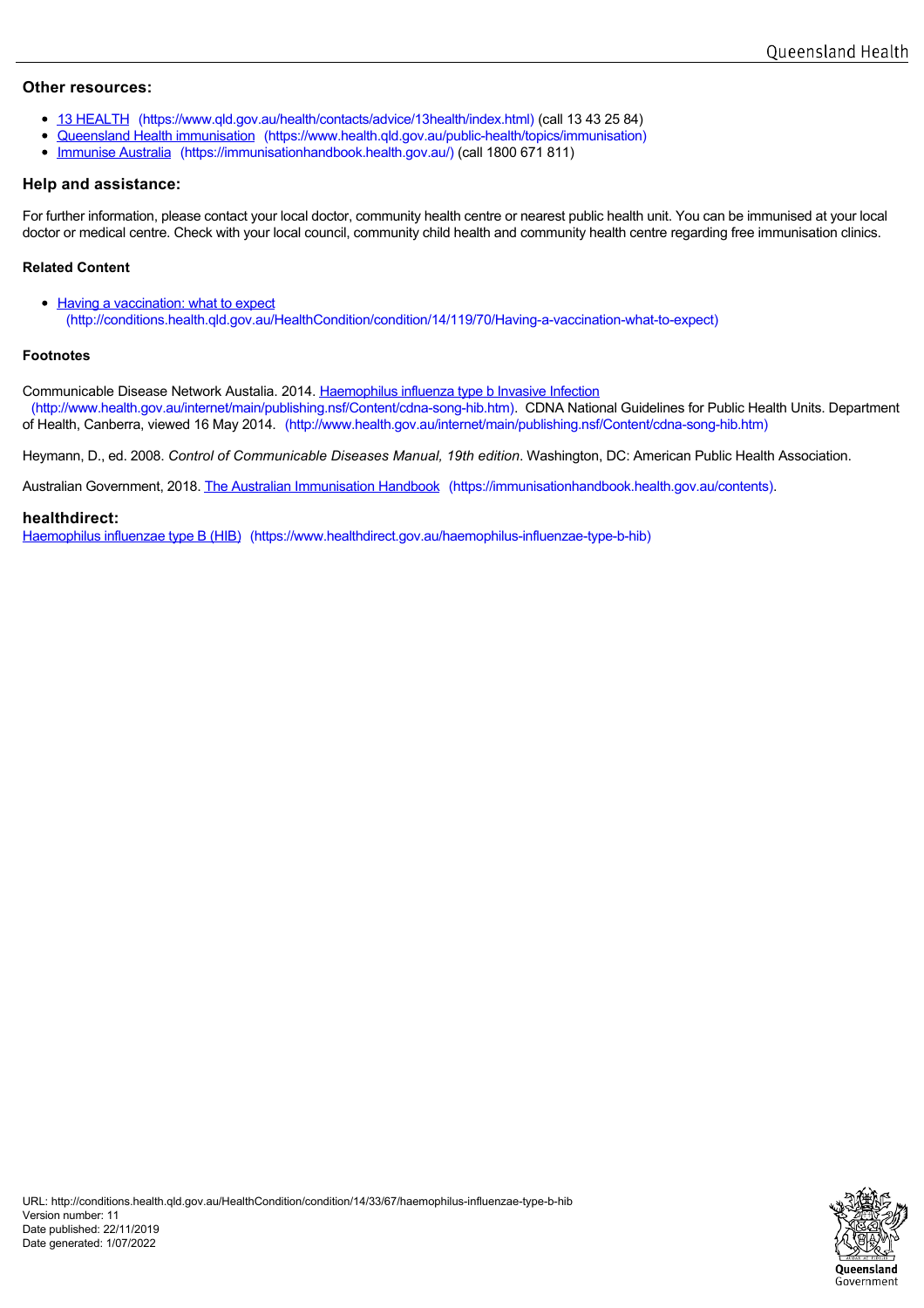### Other resources:

- [13 HEALTH](https://www.qld.gov.au/health/contacts/advice/13health/index.html) (https://www.qld.gov.au/health/contacts/advice/13health/index.html) (call 13 43 25 84)
- [Queensland Health immunisation](https://www.health.qld.gov.au/public-health/topics/immunisation) (https://www.health.qld.gov.au/public-health/topics/immunisation)
- [Immunise Australia](https://immunisationhandbook.health.gov.au/) (https://immunisationhandbook.health.gov.au/) (call 1800 671 811)

### Help and assistance:

For further information, please contact your local doctor, community health centre or nearest public health unit. You can be immunised at your local doctor or medical centre. Check with your local council, community child health and community health centre regarding free immunisation clinics.

#### Related Content

- [Having a vaccination: what to expect](http://conditions.health.qld.gov.au/HealthCondition/condition/14/119/70/Having-a-vaccination-what-to-expect) (http://conditions.health.qld.gov.au/HealthCondition/condition/14/119/70/Having-a-vaccination-what-to-expect)

#### Footnotes

Communicable Disease Network Austalia. 2014. [Haemophilus influenza type b Invasive Infection](http://www.health.gov.au/internet/main/publishing.nsf/Content/cdna-song-hib.htm) (http://www.health.gov.au/internet/main/publishing.nsf/Content/cdna-song-hib.htm). CDNA National Guidelines for Public Health Units. Department of Health, Canberra, viewed 16 May 2014. (http://www.health.gov.au/internet/main/publishing.nsf/Content/cdna-song-hib.htm)

Heymann, D., ed. 2008. *Control of Communicable Diseases Manual, 19th edition*. Washington, DC: American Public Health Association.

Australian Government, 2018. [The Australian Immunisation Handbook](https://immunisationhandbook.health.gov.au/contents) (https://immunisationhandbook.health.gov.au/contents).

### healthdirect:

[Haemophilus influenzae type B (HIB)](https://www.healthdirect.gov.au/haemophilus-influenzae-type-b-hib) (https://www.healthdirect.gov.au/haemophilus-influenzae-type-b-hib)

URL: http://conditions.health.qld.gov.au/HealthCondition/condition/14/33/67/haemophilus-influenzae-type-b-hib
Version number: 11
Date published: 22/11/2019
Date generated: 1/07/2022